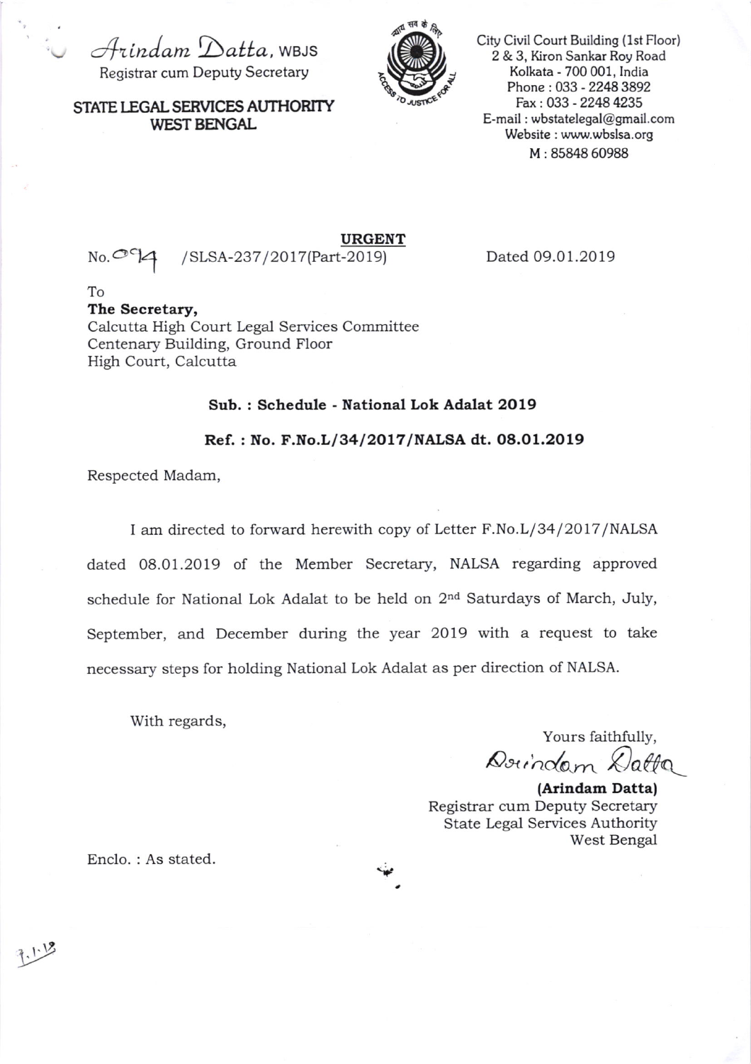*Arindam Datta*, WBJS
Registrar cum Deputy Secretary

**STATE LEGAL SERVICES AUTHORITY**
**WEST BENGAL**

City Civil Court Building (1st Floor)
2 & 3, Kiron Sankar Roy Road
Kolkata - 700 001, India
Phone : 033 - 2248 3892
Fax : 033 - 2248 4235
E-mail : wbstatelegal@gmail.com
Website : www.wbslsa.org
M : 85848 60988

**URGENT**

No. 094 /SLSA-237/2017(Part-2019) Dated 09.01.2019

To
**The Secretary,**
Calcutta High Court Legal Services Committee
Centenary Building, Ground Floor
High Court, Calcutta

**Sub. : Schedule - National Lok Adalat 2019**

**Ref. : No. F.No.L/34/2017/NALSA dt. 08.01.2019**

Respected Madam,

I am directed to forward herewith copy of Letter F.No.L/34/2017/NALSA dated 08.01.2019 of the Member Secretary, NALSA regarding approved schedule for National Lok Adalat to be held on 2nd Saturdays of March, July, September, and December during the year 2019 with a request to take necessary steps for holding National Lok Adalat as per direction of NALSA.

With regards,

Yours faithfully,
*Arindam Datta*
**(Arindam Datta)**
Registrar cum Deputy Secretary
State Legal Services Authority
West Bengal

Enclo. : As stated.

9.1.19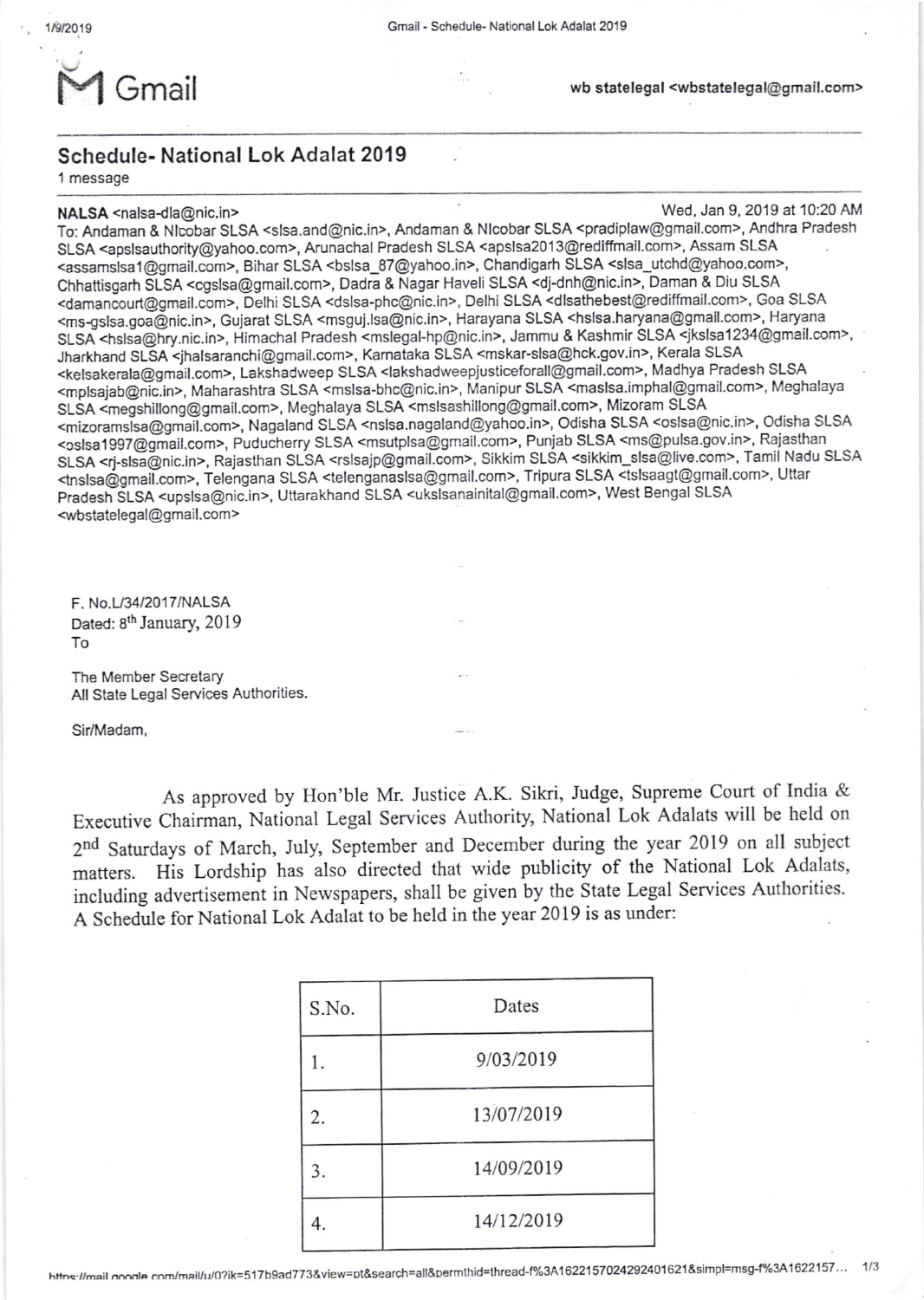# Gmail

wb statelegal <wbstatelegal@gmail.com>

## Schedule- National Lok Adalat 2019

1 message

**NALSA** <nalsa-dla@nic.in> Wed, Jan 9, 2019 at 10:20 AM

To: Andaman & NIcobar SLSA <slsa.and@nic.in>, Andaman & NIcobar SLSA <pradiplaw@gmail.com>, Andhra Pradesh SLSA <apslsauthority@yahoo.com>, Arunachal Pradesh SLSA <apslsa2013@rediffmail.com>, Assam SLSA <assamslsa1@gmail.com>, Bihar SLSA <bslsa_87@yahoo.in>, Chandigarh SLSA <slsa_utchd@yahoo.com>, Chhattisgarh SLSA <cgslsa@gmail.com>, Dadra & Nagar Haveli SLSA <dj-dnh@nic.in>, Daman & Diu SLSA <damancourt@gmail.com>, Delhi SLSA <dslsa-phc@nic.in>, Delhi SLSA <dlsathebest@rediffmail.com>, Goa SLSA <ms-gslsa.goa@nic.in>, Gujarat SLSA <msguj.lsa@nic.in>, Harayana SLSA <hslsa.haryana@gmail.com>, Haryana SLSA <hslsa@hry.nic.in>, Himachal Pradesh <mslegal-hp@nic.in>, Jammu & Kashmir SLSA <jkslsa1234@gmail.com>, Jharkhand SLSA <jhalsaranchi@gmail.com>, Karnataka SLSA <mskar-slsa@hck.gov.in>, Kerala SLSA <kelsakerala@gmail.com>, Lakshadweep SLSA <lakshadweepjusticeforall@gmail.com>, Madhya Pradesh SLSA <mplsajab@nic.in>, Maharashtra SLSA <mslsa-bhc@nic.in>, Manipur SLSA <maslsa.imphal@gmail.com>, Meghalaya SLSA <megshillong@gmail.com>, Meghalaya SLSA <mslsashillong@gmail.com>, Mizoram SLSA <mizoramslsa@gmail.com>, Nagaland SLSA <nslsa.nagaland@yahoo.in>, Odisha SLSA <oslsa@nic.in>, Odisha SLSA <oslsa1997@gmail.com>, Puducherry SLSA <msutplsa@gmail.com>, Punjab SLSA <ms@pulsa.gov.in>, Rajasthan SLSA <rj-slsa@nic.in>, Rajasthan SLSA <rslsajp@gmail.com>, Sikkim SLSA <sikkim_slsa@live.com>, Tamil Nadu SLSA <tnslsa@gmail.com>, Telengana SLSA <telenganaslsa@gmail.com>, Tripura SLSA <tslsaagt@gmail.com>, Uttar Pradesh SLSA <upslsa@nic.in>, Uttarakhand SLSA <ukslsanainital@gmail.com>, West Bengal SLSA <wbstatelegal@gmail.com>

F. No.L/34/2017/NALSA
Dated: 8th January, 2019
To

The Member Secretary
All State Legal Services Authorities.

Sir/Madam,

As approved by Hon'ble Mr. Justice A.K. Sikri, Judge, Supreme Court of India & Executive Chairman, National Legal Services Authority, National Lok Adalats will be held on 2nd Saturdays of March, July, September and December during the year 2019 on all subject matters. His Lordship has also directed that wide publicity of the National Lok Adalats, including advertisement in Newspapers, shall be given by the State Legal Services Authorities. A Schedule for National Lok Adalat to be held in the year 2019 is as under:

| S.No. | Dates |
|---|---|
| 1. | 9/03/2019 |
| 2. | 13/07/2019 |
| 3. | 14/09/2019 |
| 4. | 14/12/2019 |